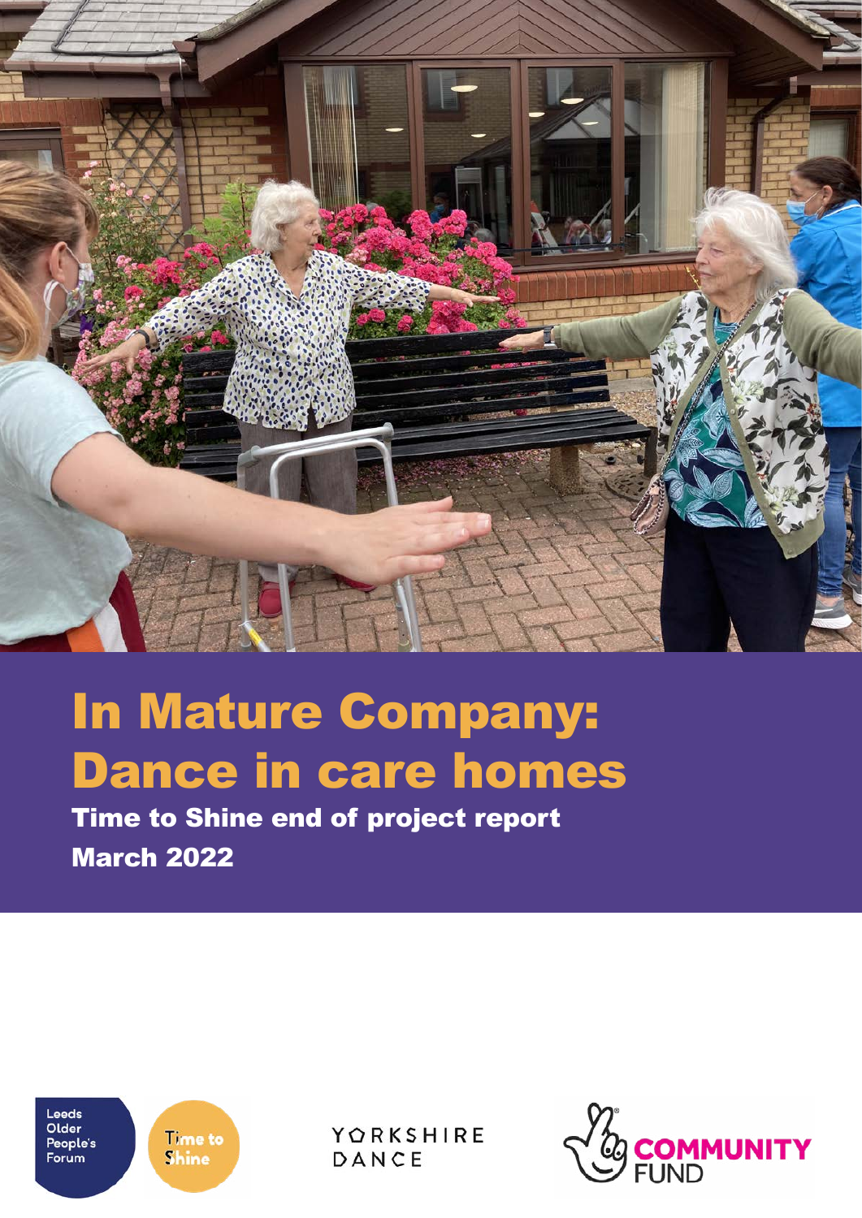# In Mature Company: Dance in care homes

**Time to Shine end of project report**

**March 2022**

Leeds Older People's Forum

Time to Shine

YORKSHIRE DANCE

COMMUNITY FUND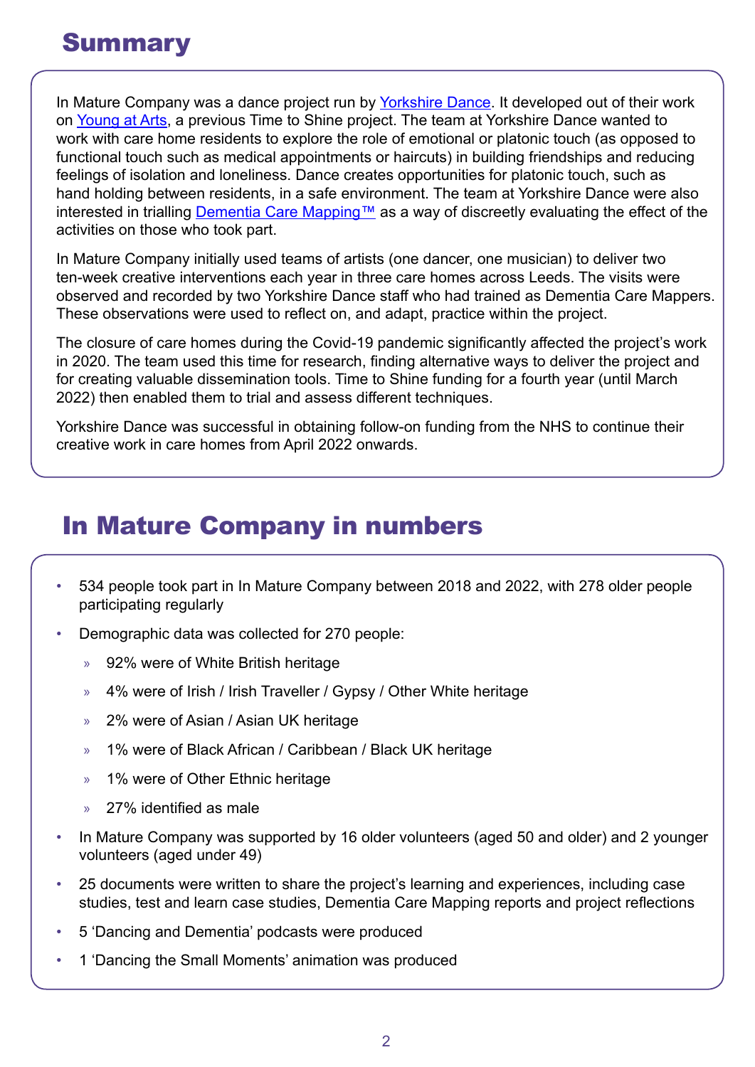# Summary

In Mature Company was a dance project run by Yorkshire Dance. It developed out of their work on Young at Arts, a previous Time to Shine project. The team at Yorkshire Dance wanted to work with care home residents to explore the role of emotional or platonic touch (as opposed to functional touch such as medical appointments or haircuts) in building friendships and reducing feelings of isolation and loneliness. Dance creates opportunities for platonic touch, such as hand holding between residents, in a safe environment. The team at Yorkshire Dance were also interested in trialling Dementia Care Mapping™ as a way of discreetly evaluating the effect of the activities on those who took part.

In Mature Company initially used teams of artists (one dancer, one musician) to deliver two ten-week creative interventions each year in three care homes across Leeds. The visits were observed and recorded by two Yorkshire Dance staff who had trained as Dementia Care Mappers. These observations were used to reflect on, and adapt, practice within the project.

The closure of care homes during the Covid-19 pandemic significantly affected the project's work in 2020. The team used this time for research, finding alternative ways to deliver the project and for creating valuable dissemination tools. Time to Shine funding for a fourth year (until March 2022) then enabled them to trial and assess different techniques.

Yorkshire Dance was successful in obtaining follow-on funding from the NHS to continue their creative work in care homes from April 2022 onwards.

# In Mature Company in numbers

- 534 people took part in In Mature Company between 2018 and 2022, with 278 older people participating regularly
- Demographic data was collected for 270 people:
  - 92% were of White British heritage
  - 4% were of Irish / Irish Traveller / Gypsy / Other White heritage
  - 2% were of Asian / Asian UK heritage
  - 1% were of Black African / Caribbean / Black UK heritage
  - 1% were of Other Ethnic heritage
  - 27% identified as male
- In Mature Company was supported by 16 older volunteers (aged 50 and older) and 2 younger volunteers (aged under 49)
- 25 documents were written to share the project's learning and experiences, including case studies, test and learn case studies, Dementia Care Mapping reports and project reflections
- 5 'Dancing and Dementia' podcasts were produced
- 1 'Dancing the Small Moments' animation was produced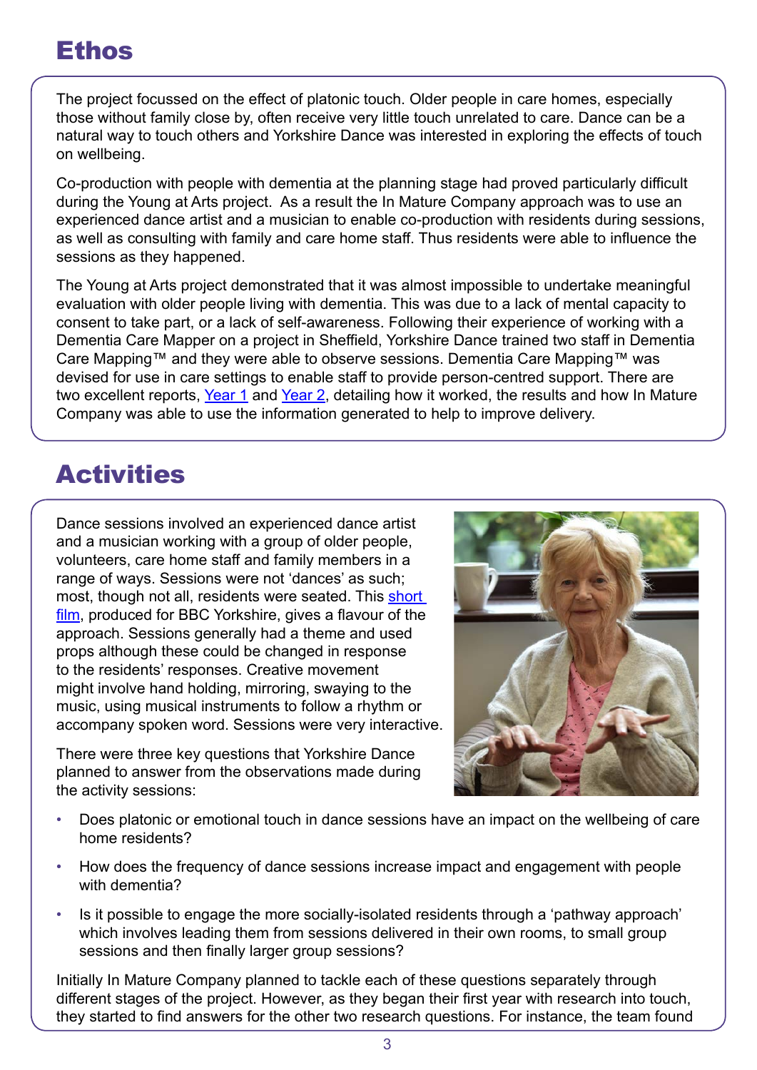## Ethos

The project focussed on the effect of platonic touch. Older people in care homes, especially those without family close by, often receive very little touch unrelated to care. Dance can be a natural way to touch others and Yorkshire Dance was interested in exploring the effects of touch on wellbeing.

Co-production with people with dementia at the planning stage had proved particularly difficult during the Young at Arts project. As a result the In Mature Company approach was to use an experienced dance artist and a musician to enable co-production with residents during sessions, as well as consulting with family and care home staff. Thus residents were able to influence the sessions as they happened.

The Young at Arts project demonstrated that it was almost impossible to undertake meaningful evaluation with older people living with dementia. This was due to a lack of mental capacity to consent to take part, or a lack of self-awareness. Following their experience of working with a Dementia Care Mapper on a project in Sheffield, Yorkshire Dance trained two staff in Dementia Care Mapping™ and they were able to observe sessions. Dementia Care Mapping™ was devised for use in care settings to enable staff to provide person-centred support. There are two excellent reports, Year 1 and Year 2, detailing how it worked, the results and how In Mature Company was able to use the information generated to help to improve delivery.

## Activities

Dance sessions involved an experienced dance artist and a musician working with a group of older people, volunteers, care home staff and family members in a range of ways. Sessions were not 'dances' as such; most, though not all, residents were seated. This short film, produced for BBC Yorkshire, gives a flavour of the approach. Sessions generally had a theme and used props although these could be changed in response to the residents' responses. Creative movement might involve hand holding, mirroring, swaying to the music, using musical instruments to follow a rhythm or accompany spoken word. Sessions were very interactive.

There were three key questions that Yorkshire Dance planned to answer from the observations made during the activity sessions:

- Does platonic or emotional touch in dance sessions have an impact on the wellbeing of care home residents?
- How does the frequency of dance sessions increase impact and engagement with people with dementia?
- Is it possible to engage the more socially-isolated residents through a 'pathway approach' which involves leading them from sessions delivered in their own rooms, to small group sessions and then finally larger group sessions?

Initially In Mature Company planned to tackle each of these questions separately through different stages of the project. However, as they began their first year with research into touch, they started to find answers for the other two research questions. For instance, the team found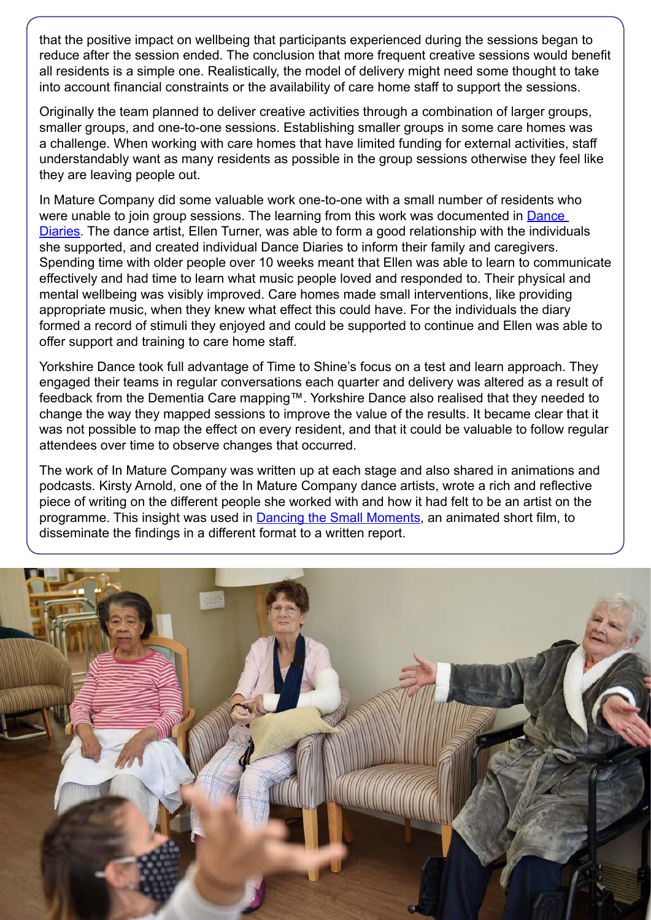that the positive impact on wellbeing that participants experienced during the sessions began to reduce after the session ended. The conclusion that more frequent creative sessions would benefit all residents is a simple one. Realistically, the model of delivery might need some thought to take into account financial constraints or the availability of care home staff to support the sessions.

Originally the team planned to deliver creative activities through a combination of larger groups, smaller groups, and one-to-one sessions. Establishing smaller groups in some care homes was a challenge. When working with care homes that have limited funding for external activities, staff understandably want as many residents as possible in the group sessions otherwise they feel like they are leaving people out.

In Mature Company did some valuable work one-to-one with a small number of residents who were unable to join group sessions. The learning from this work was documented in Dance Diaries. The dance artist, Ellen Turner, was able to form a good relationship with the individuals she supported, and created individual Dance Diaries to inform their family and caregivers. Spending time with older people over 10 weeks meant that Ellen was able to learn to communicate effectively and had time to learn what music people loved and responded to. Their physical and mental wellbeing was visibly improved. Care homes made small interventions, like providing appropriate music, when they knew what effect this could have. For the individuals the diary formed a record of stimuli they enjoyed and could be supported to continue and Ellen was able to offer support and training to care home staff.

Yorkshire Dance took full advantage of Time to Shine's focus on a test and learn approach. They engaged their teams in regular conversations each quarter and delivery was altered as a result of feedback from the Dementia Care mapping™. Yorkshire Dance also realised that they needed to change the way they mapped sessions to improve the value of the results. It became clear that it was not possible to map the effect on every resident, and that it could be valuable to follow regular attendees over time to observe changes that occurred.

The work of In Mature Company was written up at each stage and also shared in animations and podcasts. Kirsty Arnold, one of the In Mature Company dance artists, wrote a rich and reflective piece of writing on the different people she worked with and how it had felt to be an artist on the programme. This insight was used in Dancing the Small Moments, an animated short film, to disseminate the findings in a different format to a written report.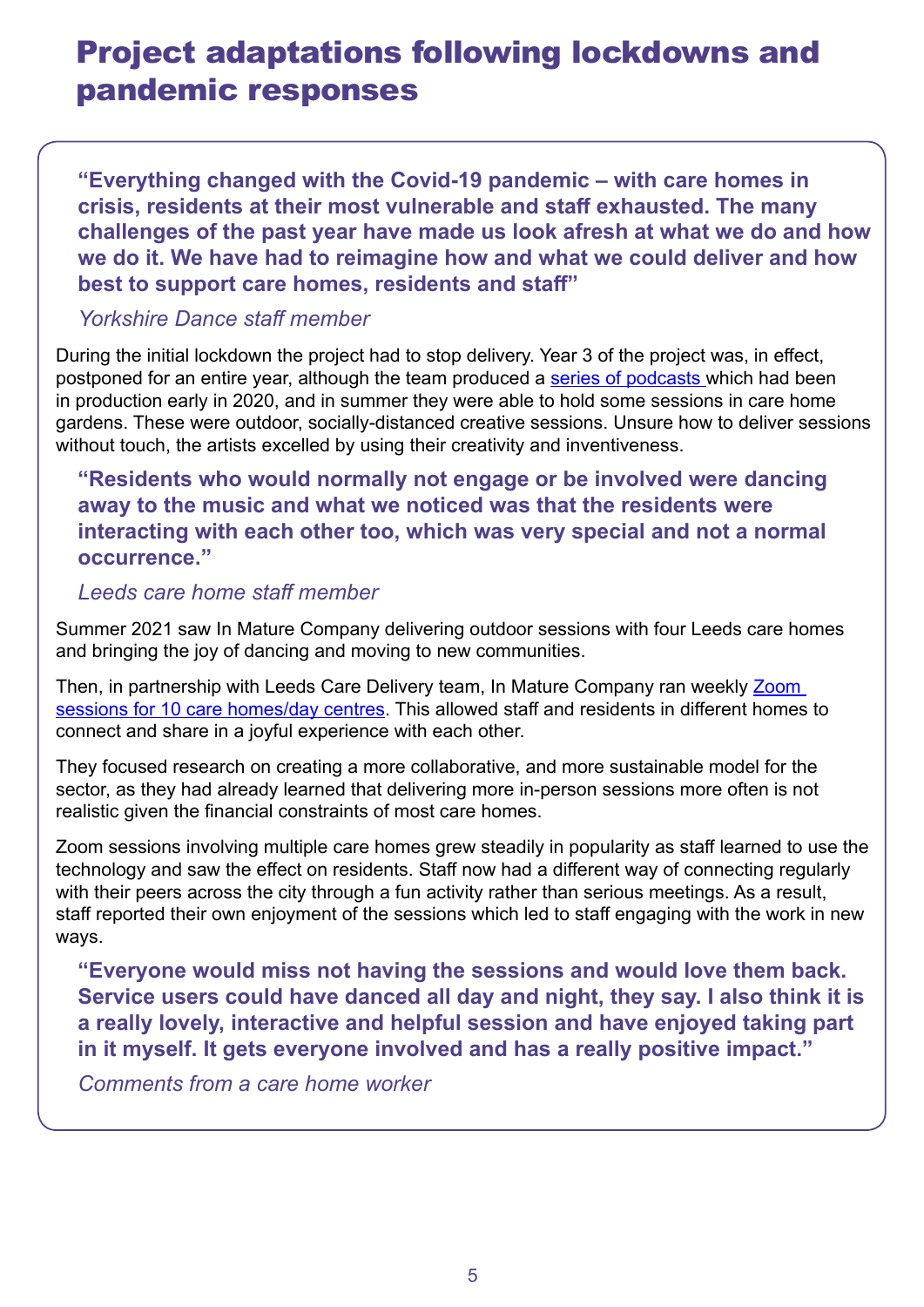# Project adaptations following lockdowns and pandemic responses

> **"Everything changed with the Covid-19 pandemic – with care homes in crisis, residents at their most vulnerable and staff exhausted. The many challenges of the past year have made us look afresh at what we do and how we do it. We have had to reimagine how and what we could deliver and how best to support care homes, residents and staff"**
>
> *Yorkshire Dance staff member*

During the initial lockdown the project had to stop delivery. Year 3 of the project was, in effect, postponed for an entire year, although the team produced a series of podcasts which had been in production early in 2020, and in summer they were able to hold some sessions in care home gardens. These were outdoor, socially-distanced creative sessions. Unsure how to deliver sessions without touch, the artists excelled by using their creativity and inventiveness.

> **"Residents who would normally not engage or be involved were dancing away to the music and what we noticed was that the residents were interacting with each other too, which was very special and not a normal occurrence."**
>
> *Leeds care home staff member*

Summer 2021 saw In Mature Company delivering outdoor sessions with four Leeds care homes and bringing the joy of dancing and moving to new communities.

Then, in partnership with Leeds Care Delivery team, In Mature Company ran weekly Zoom sessions for 10 care homes/day centres. This allowed staff and residents in different homes to connect and share in a joyful experience with each other.

They focused research on creating a more collaborative, and more sustainable model for the sector, as they had already learned that delivering more in-person sessions more often is not realistic given the financial constraints of most care homes.

Zoom sessions involving multiple care homes grew steadily in popularity as staff learned to use the technology and saw the effect on residents. Staff now had a different way of connecting regularly with their peers across the city through a fun activity rather than serious meetings. As a result, staff reported their own enjoyment of the sessions which led to staff engaging with the work in new ways.

> **"Everyone would miss not having the sessions and would love them back. Service users could have danced all day and night, they say. I also think it is a really lovely, interactive and helpful session and have enjoyed taking part in it myself. It gets everyone involved and has a really positive impact."**
>
> *Comments from a care home worker*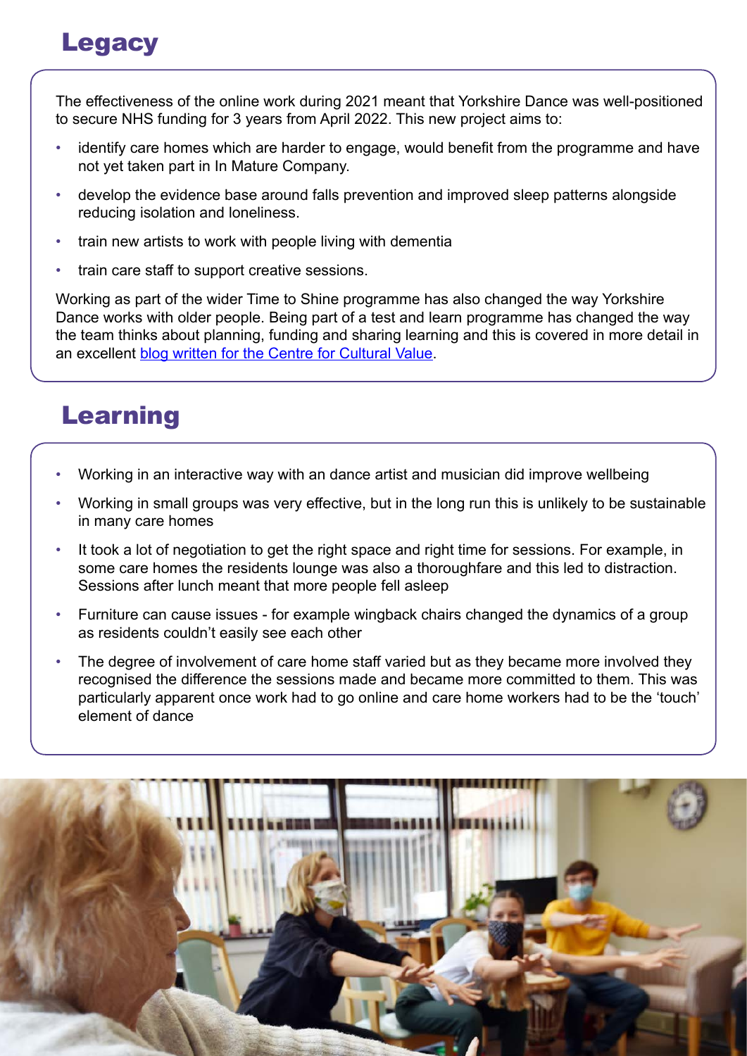## Legacy

The effectiveness of the online work during 2021 meant that Yorkshire Dance was well-positioned to secure NHS funding for 3 years from April 2022. This new project aims to:

- identify care homes which are harder to engage, would benefit from the programme and have not yet taken part in In Mature Company.
- develop the evidence base around falls prevention and improved sleep patterns alongside reducing isolation and loneliness.
- train new artists to work with people living with dementia
- train care staff to support creative sessions.

Working as part of the wider Time to Shine programme has also changed the way Yorkshire Dance works with older people. Being part of a test and learn programme has changed the way the team thinks about planning, funding and sharing learning and this is covered in more detail in an excellent blog written for the Centre for Cultural Value.

## Learning

- Working in an interactive way with an dance artist and musician did improve wellbeing
- Working in small groups was very effective, but in the long run this is unlikely to be sustainable in many care homes
- It took a lot of negotiation to get the right space and right time for sessions. For example, in some care homes the residents lounge was also a thoroughfare and this led to distraction. Sessions after lunch meant that more people fell asleep
- Furniture can cause issues - for example wingback chairs changed the dynamics of a group as residents couldn't easily see each other
- The degree of involvement of care home staff varied but as they became more involved they recognised the difference the sessions made and became more committed to them. This was particularly apparent once work had to go online and care home workers had to be the 'touch' element of dance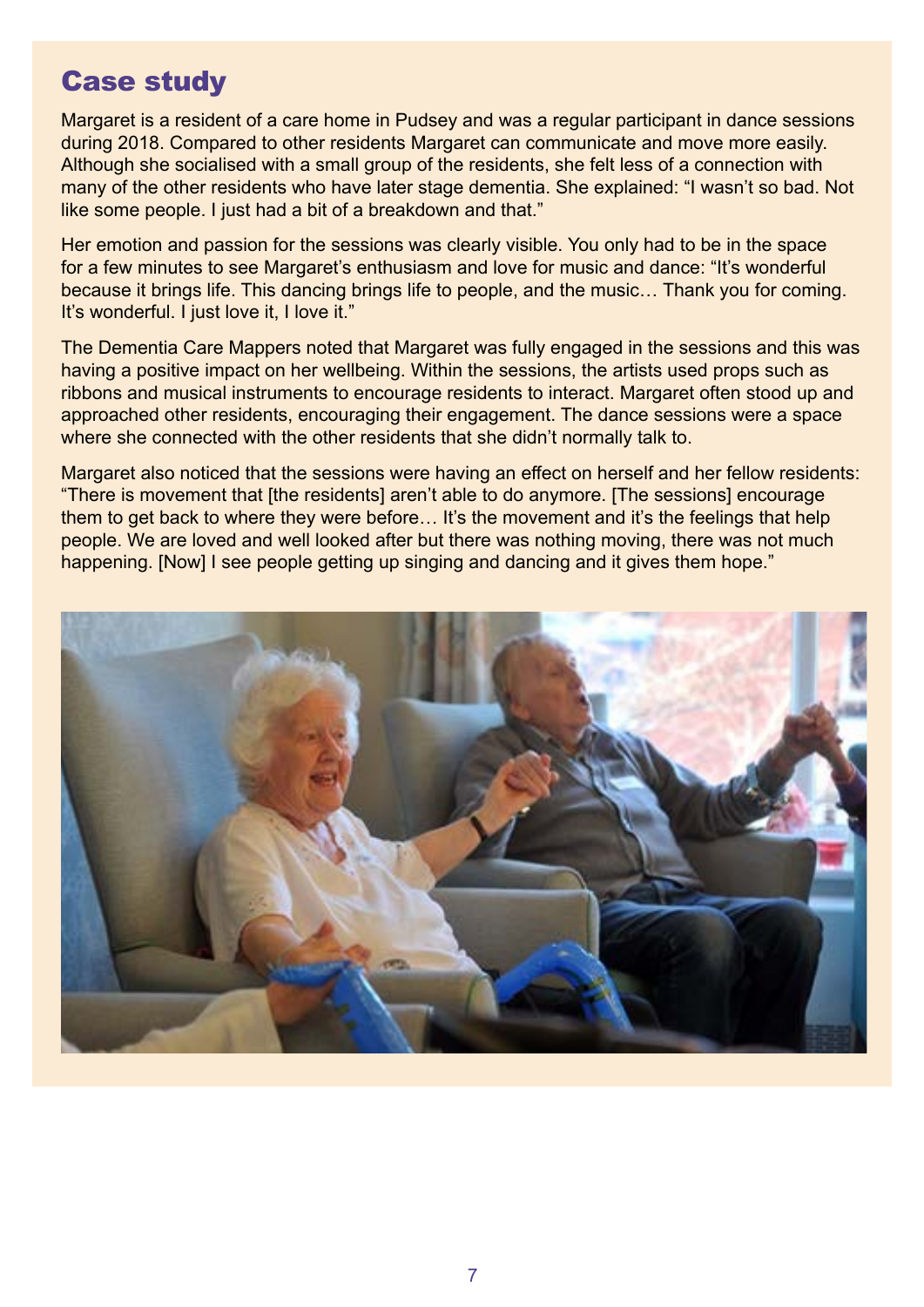## Case study

Margaret is a resident of a care home in Pudsey and was a regular participant in dance sessions during 2018. Compared to other residents Margaret can communicate and move more easily. Although she socialised with a small group of the residents, she felt less of a connection with many of the other residents who have later stage dementia. She explained: "I wasn't so bad. Not like some people. I just had a bit of a breakdown and that."

Her emotion and passion for the sessions was clearly visible. You only had to be in the space for a few minutes to see Margaret's enthusiasm and love for music and dance: "It's wonderful because it brings life. This dancing brings life to people, and the music… Thank you for coming. It's wonderful. I just love it, I love it."

The Dementia Care Mappers noted that Margaret was fully engaged in the sessions and this was having a positive impact on her wellbeing. Within the sessions, the artists used props such as ribbons and musical instruments to encourage residents to interact. Margaret often stood up and approached other residents, encouraging their engagement. The dance sessions were a space where she connected with the other residents that she didn't normally talk to.

Margaret also noticed that the sessions were having an effect on herself and her fellow residents: "There is movement that [the residents] aren't able to do anymore. [The sessions] encourage them to get back to where they were before… It's the movement and it's the feelings that help people. We are loved and well looked after but there was nothing moving, there was not much happening. [Now] I see people getting up singing and dancing and it gives them hope."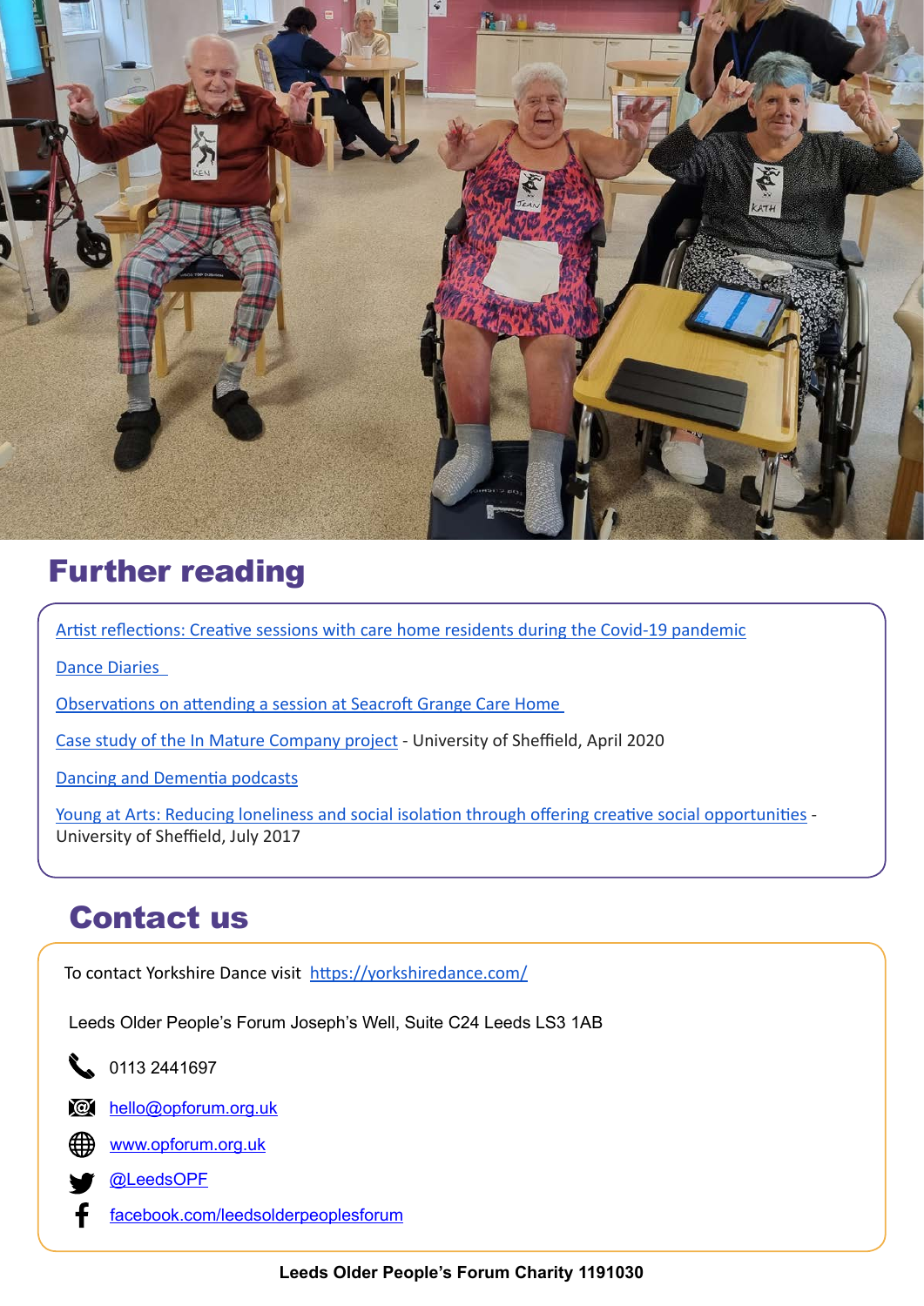## Further reading

Artist reflections: Creative sessions with care home residents during the Covid-19 pandemic

Dance Diaries

Observations on attending a session at Seacroft Grange Care Home

Case study of the In Mature Company project - University of Sheffield, April 2020

Dancing and Dementia podcasts

Young at Arts: Reducing loneliness and social isolation through offering creative social opportunities - University of Sheffield, July 2017

## Contact us

To contact Yorkshire Dance visit https://yorkshiredance.com/

Leeds Older People's Forum Joseph's Well, Suite C24 Leeds LS3 1AB

0113 2441697

hello@opforum.org.uk

www.opforum.org.uk

@LeedsOPF

facebook.com/leedsolderpeoplesforum

**Leeds Older People's Forum Charity 1191030**